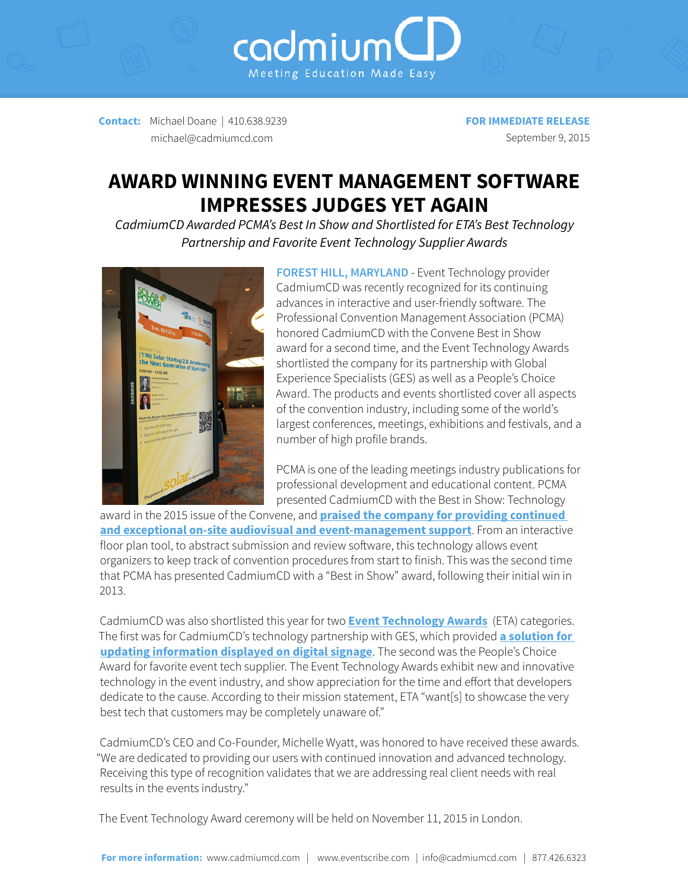cadmiumCD
Meeting Education Made Easy

**Contact:** Michael Doane | 410.638.9239
michael@cadmiumcd.com

**FOR IMMEDIATE RELEASE**
September 9, 2015

# AWARD WINNING EVENT MANAGEMENT SOFTWARE IMPRESSES JUDGES YET AGAIN

*CadmiumCD Awarded PCMA's Best In Show and Shortlisted for ETA's Best Technology Partnership and Favorite Event Technology Supplier Awards*

**FOREST HILL, MARYLAND** - Event Technology provider CadmiumCD was recently recognized for its continuing advances in interactive and user-friendly software. The Professional Convention Management Association (PCMA) honored CadmiumCD with the Convene Best in Show award for a second time, and the Event Technology Awards shortlisted the company for its partnership with Global Experience Specialists (GES) as well as a People's Choice Award. The products and events shortlisted cover all aspects of the convention industry, including some of the world's largest conferences, meetings, exhibitions and festivals, and a number of high profile brands.

PCMA is one of the leading meetings industry publications for professional development and educational content. PCMA presented CadmiumCD with the Best in Show: Technology award in the 2015 issue of the Convene, and **praised the company for providing continued and exceptional on-site audiovisual and event-management support**. From an interactive floor plan tool, to abstract submission and review software, this technology allows event organizers to keep track of convention procedures from start to finish. This was the second time that PCMA has presented CadmiumCD with a "Best in Show" award, following their initial win in 2013.

CadmiumCD was also shortlisted this year for two **Event Technology Awards** (ETA) categories. The first was for CadmiumCD's technology partnership with GES, which provided **a solution for updating information displayed on digital signage**. The second was the People's Choice Award for favorite event tech supplier. The Event Technology Awards exhibit new and innovative technology in the event industry, and show appreciation for the time and effort that developers dedicate to the cause. According to their mission statement, ETA "want[s] to showcase the very best tech that customers may be completely unaware of."

CadmiumCD's CEO and Co-Founder, Michelle Wyatt, was honored to have received these awards. "We are dedicated to providing our users with continued innovation and advanced technology. Receiving this type of recognition validates that we are addressing real client needs with real results in the events industry."

The Event Technology Award ceremony will be held on November 11, 2015 in London.

**For more information:** www.cadmiumcd.com | www.eventscribe.com | info@cadmiumcd.com | 877.426.6323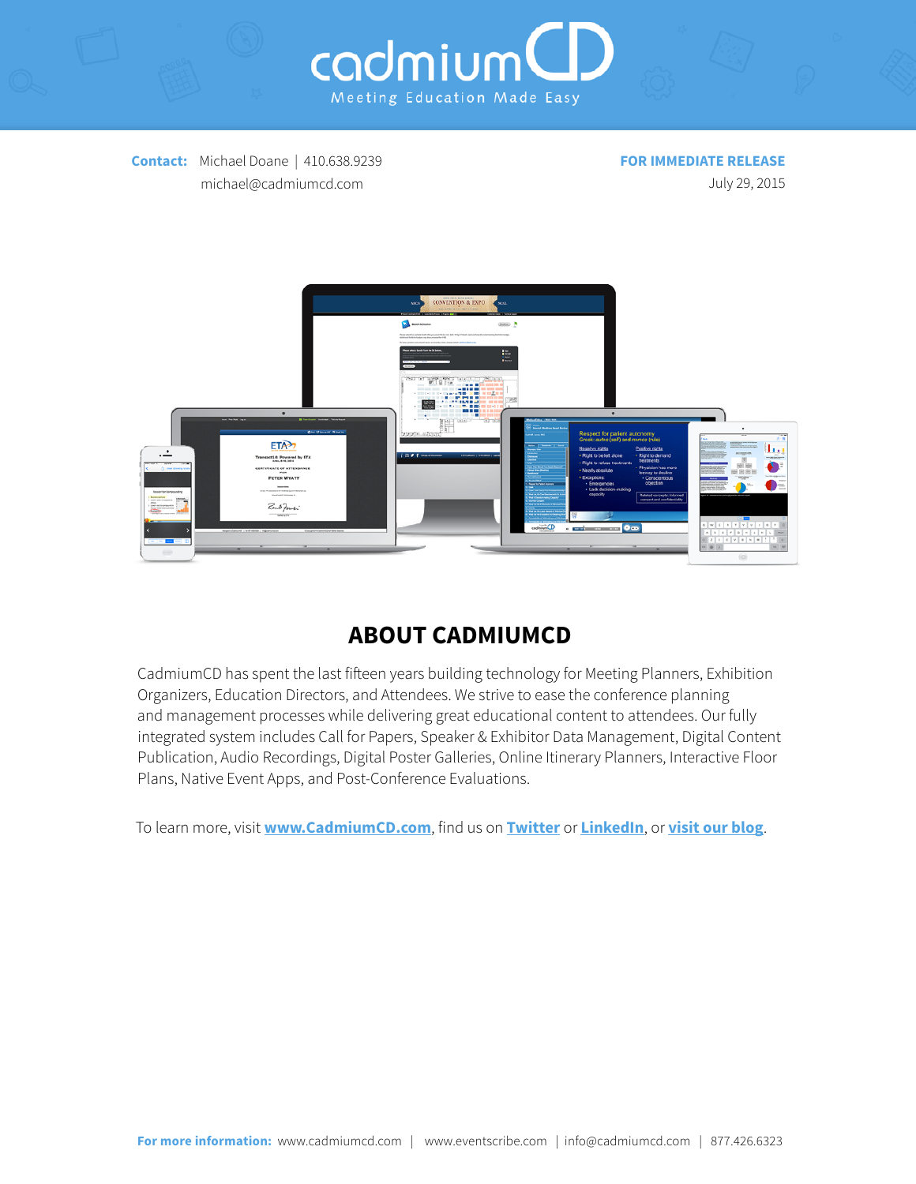cadmiumCD

Meeting Education Made Easy

**Contact:** Michael Doane | 410.638.9239
michael@cadmiumcd.com

**FOR IMMEDIATE RELEASE**
July 29, 2015

## ABOUT CADMIUMCD

CadmiumCD has spent the last fifteen years building technology for Meeting Planners, Exhibition Organizers, Education Directors, and Attendees. We strive to ease the conference planning and management processes while delivering great educational content to attendees. Our fully integrated system includes Call for Papers, Speaker & Exhibitor Data Management, Digital Content Publication, Audio Recordings, Digital Poster Galleries, Online Itinerary Planners, Interactive Floor Plans, Native Event Apps, and Post-Conference Evaluations.

To learn more, visit **www.CadmiumCD.com**, find us on **Twitter** or **LinkedIn**, or **visit our blog**.

**For more information:** www.cadmiumcd.com | www.eventscribe.com | info@cadmiumcd.com | 877.426.6323